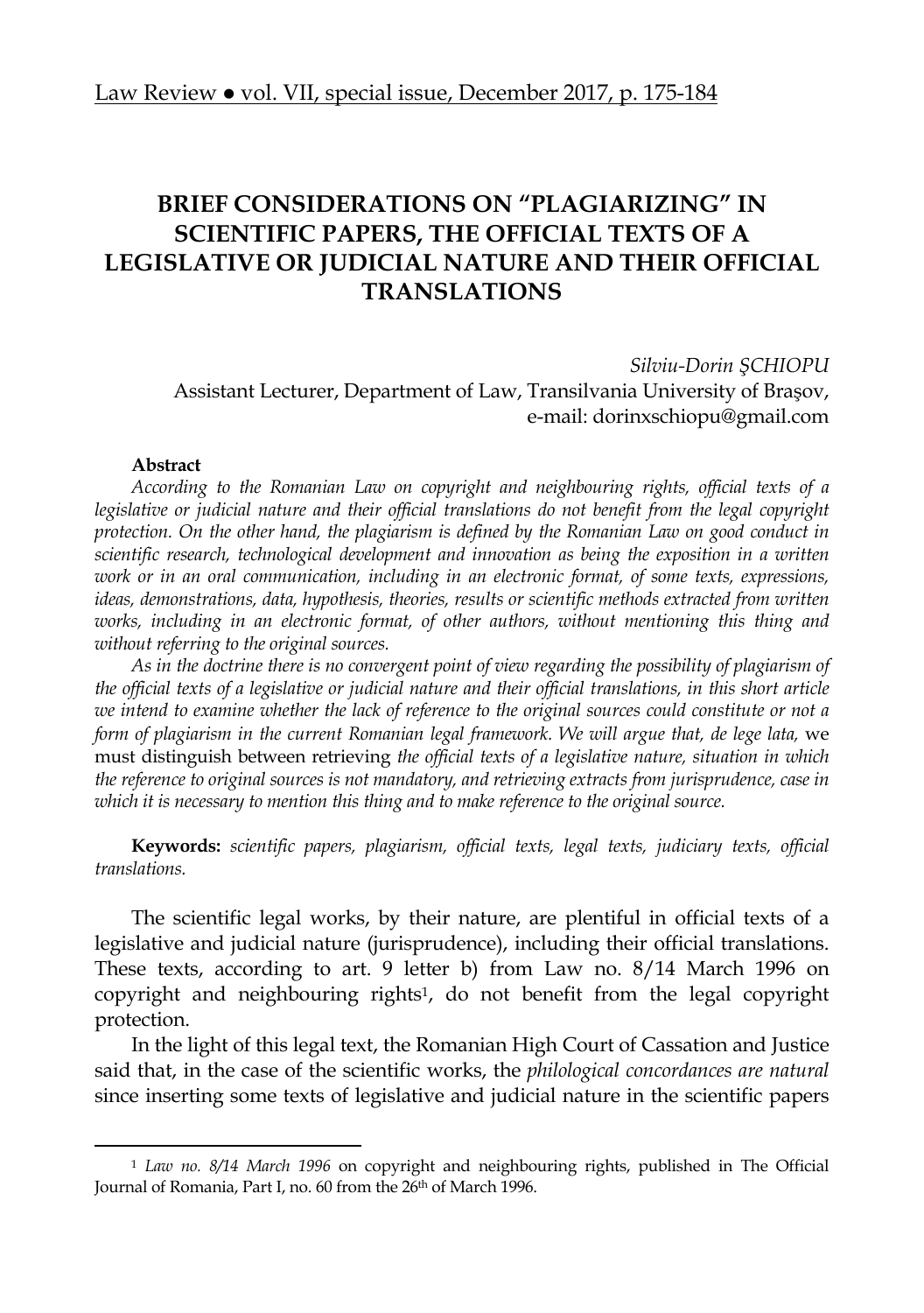# BRIEF CONSIDERATIONS ON "PLAGIARIZING" IN SCIENTIFIC PAPERS, THE OFFICIAL TEXTS OF A LEGISLATIVE OR JUDICIAL NATURE AND THEIR OFFICIAL TRANSLATIONS

*Silviu-Dorin ŞCHIOPU*
Assistant Lecturer, Department of Law, Transilvania University of Braşov,
e-mail: dorinxschiopu@gmail.com

**Abstract**

*According to the Romanian Law on copyright and neighbouring rights, official texts of a legislative or judicial nature and their official translations do not benefit from the legal copyright protection. On the other hand, the plagiarism is defined by the Romanian Law on good conduct in scientific research, technological development and innovation as being the exposition in a written work or in an oral communication, including in an electronic format, of some texts, expressions, ideas, demonstrations, data, hypothesis, theories, results or scientific methods extracted from written works, including in an electronic format, of other authors, without mentioning this thing and without referring to the original sources.*

*As in the doctrine there is no convergent point of view regarding the possibility of plagiarism of the official texts of a legislative or judicial nature and their official translations, in this short article we intend to examine whether the lack of reference to the original sources could constitute or not a form of plagiarism in the current Romanian legal framework. We will argue that, de lege lata,* we must distinguish between retrieving *the official texts of a legislative nature, situation in which the reference to original sources is not mandatory, and retrieving extracts from jurisprudence, case in which it is necessary to mention this thing and to make reference to the original source.*

**Keywords:** *scientific papers, plagiarism, official texts, legal texts, judiciary texts, official translations.*

The scientific legal works, by their nature, are plentiful in official texts of a legislative and judicial nature (jurisprudence), including their official translations. These texts, according to art. 9 letter b) from Law no. 8/14 March 1996 on copyright and neighbouring rights[1], do not benefit from the legal copyright protection.

In the light of this legal text, the Romanian High Court of Cassation and Justice said that, in the case of the scientific works, the *philological concordances are natural* since inserting some texts of legislative and judicial nature in the scientific papers

---

[1] *Law no. 8/14 March 1996* on copyright and neighbouring rights, published in The Official Journal of Romania, Part I, no. 60 from the 26th of March 1996.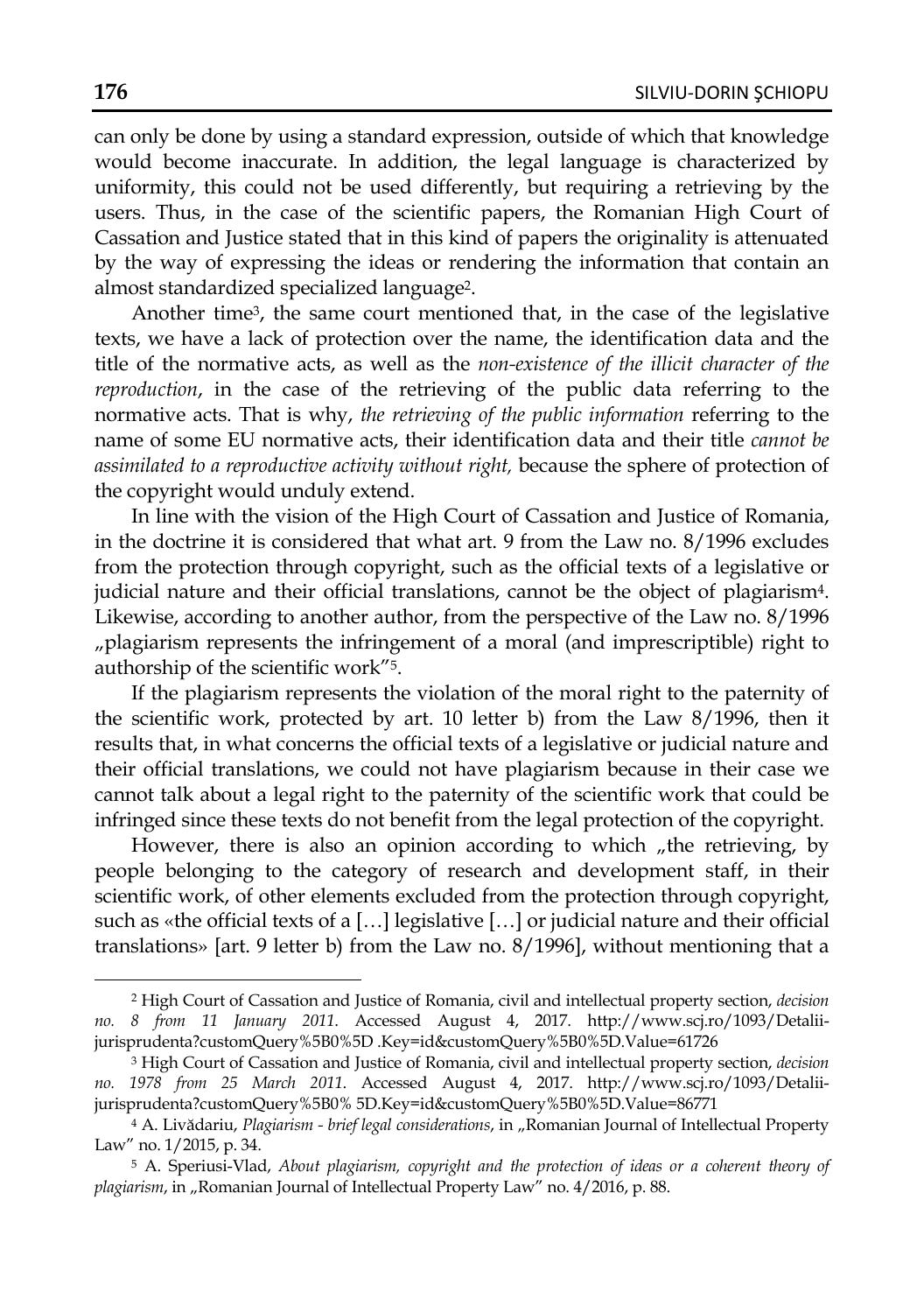can only be done by using a standard expression, outside of which that knowledge would become inaccurate. In addition, the legal language is characterized by uniformity, this could not be used differently, but requiring a retrieving by the users. Thus, in the case of the scientific papers, the Romanian High Court of Cassation and Justice stated that in this kind of papers the originality is attenuated by the way of expressing the ideas or rendering the information that contain an almost standardized specialized language[2].

Another time[3], the same court mentioned that, in the case of the legislative texts, we have a lack of protection over the name, the identification data and the title of the normative acts, as well as the *non-existence of the illicit character of the reproduction*, in the case of the retrieving of the public data referring to the normative acts. That is why, *the retrieving of the public information* referring to the name of some EU normative acts, their identification data and their title *cannot be assimilated to a reproductive activity without right,* because the sphere of protection of the copyright would unduly extend.

In line with the vision of the High Court of Cassation and Justice of Romania, in the doctrine it is considered that what art. 9 from the Law no. 8/1996 excludes from the protection through copyright, such as the official texts of a legislative or judicial nature and their official translations, cannot be the object of plagiarism[4]. Likewise, according to another author, from the perspective of the Law no. 8/1996 „plagiarism represents the infringement of a moral (and imprescriptible) right to authorship of the scientific work"[5].

If the plagiarism represents the violation of the moral right to the paternity of the scientific work, protected by art. 10 letter b) from the Law 8/1996, then it results that, in what concerns the official texts of a legislative or judicial nature and their official translations, we could not have plagiarism because in their case we cannot talk about a legal right to the paternity of the scientific work that could be infringed since these texts do not benefit from the legal protection of the copyright.

However, there is also an opinion according to which „the retrieving, by people belonging to the category of research and development staff, in their scientific work, of other elements excluded from the protection through copyright, such as «the official texts of a […] legislative […] or judicial nature and their official translations» [art. 9 letter b) from the Law no. 8/1996], without mentioning that a

---

[2] High Court of Cassation and Justice of Romania, civil and intellectual property section, *decision no. 8 from 11 January 2011*. Accessed August 4, 2017. http://www.scj.ro/1093/Detalii-jurisprudenta?customQuery%5B0%5D .Key=id&customQuery%5B0%5D.Value=61726

[3] High Court of Cassation and Justice of Romania, civil and intellectual property section, *decision no. 1978 from 25 March 2011*. Accessed August 4, 2017. http://www.scj.ro/1093/Detalii-jurisprudenta?customQuery%5B0% 5D.Key=id&customQuery%5B0%5D.Value=86771

[4] A. Livădariu, *Plagiarism - brief legal considerations*, in „Romanian Journal of Intellectual Property Law" no. 1/2015, p. 34.

[5] A. Speriusi-Vlad, *About plagiarism, copyright and the protection of ideas or a coherent theory of plagiarism*, in „Romanian Journal of Intellectual Property Law" no. 4/2016, p. 88.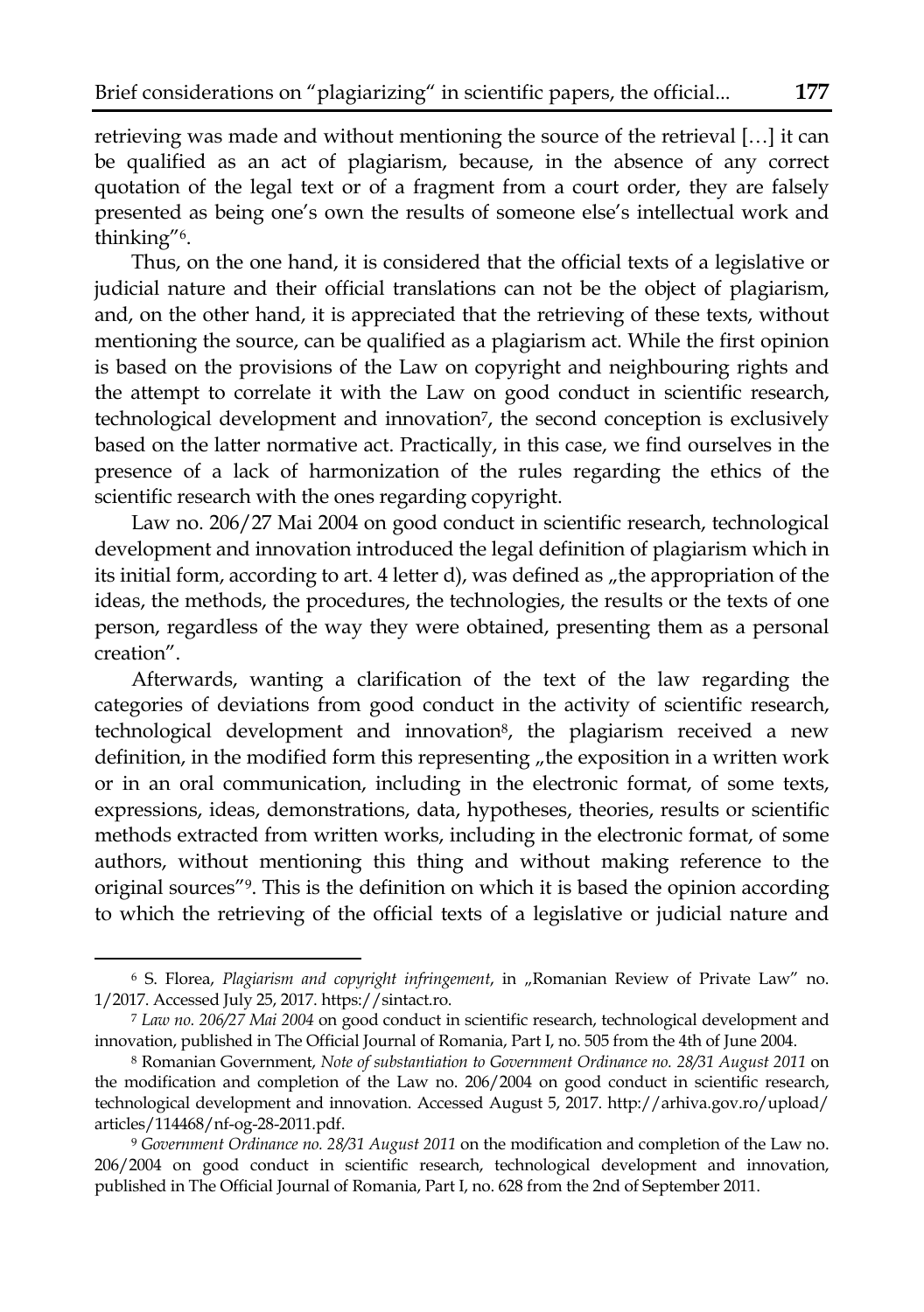retrieving was made and without mentioning the source of the retrieval […] it can be qualified as an act of plagiarism, because, in the absence of any correct quotation of the legal text or of a fragment from a court order, they are falsely presented as being one's own the results of someone else's intellectual work and thinking"[6].

Thus, on the one hand, it is considered that the official texts of a legislative or judicial nature and their official translations can not be the object of plagiarism, and, on the other hand, it is appreciated that the retrieving of these texts, without mentioning the source, can be qualified as a plagiarism act. While the first opinion is based on the provisions of the Law on copyright and neighbouring rights and the attempt to correlate it with the Law on good conduct in scientific research, technological development and innovation[7], the second conception is exclusively based on the latter normative act. Practically, in this case, we find ourselves in the presence of a lack of harmonization of the rules regarding the ethics of the scientific research with the ones regarding copyright.

Law no. 206/27 Mai 2004 on good conduct in scientific research, technological development and innovation introduced the legal definition of plagiarism which in its initial form, according to art. 4 letter d), was defined as „the appropriation of the ideas, the methods, the procedures, the technologies, the results or the texts of one person, regardless of the way they were obtained, presenting them as a personal creation".

Afterwards, wanting a clarification of the text of the law regarding the categories of deviations from good conduct in the activity of scientific research, technological development and innovation[8], the plagiarism received a new definition, in the modified form this representing „the exposition in a written work or in an oral communication, including in the electronic format, of some texts, expressions, ideas, demonstrations, data, hypotheses, theories, results or scientific methods extracted from written works, including in the electronic format, of some authors, without mentioning this thing and without making reference to the original sources"[9]. This is the definition on which it is based the opinion according to which the retrieving of the official texts of a legislative or judicial nature and

---

[6] S. Florea, *Plagiarism and copyright infringement*, in „Romanian Review of Private Law" no. 1/2017. Accessed July 25, 2017. https://sintact.ro.

[7] *Law no. 206/27 Mai 2004* on good conduct in scientific research, technological development and innovation, published in The Official Journal of Romania, Part I, no. 505 from the 4th of June 2004.

[8] Romanian Government, *Note of substantiation to Government Ordinance no. 28/31 August 2011* on the modification and completion of the Law no. 206/2004 on good conduct in scientific research, technological development and innovation. Accessed August 5, 2017. http://arhiva.gov.ro/upload/articles/114468/nf-og-28-2011.pdf.

[9] *Government Ordinance no. 28/31 August 2011* on the modification and completion of the Law no. 206/2004 on good conduct in scientific research, technological development and innovation, published in The Official Journal of Romania, Part I, no. 628 from the 2nd of September 2011.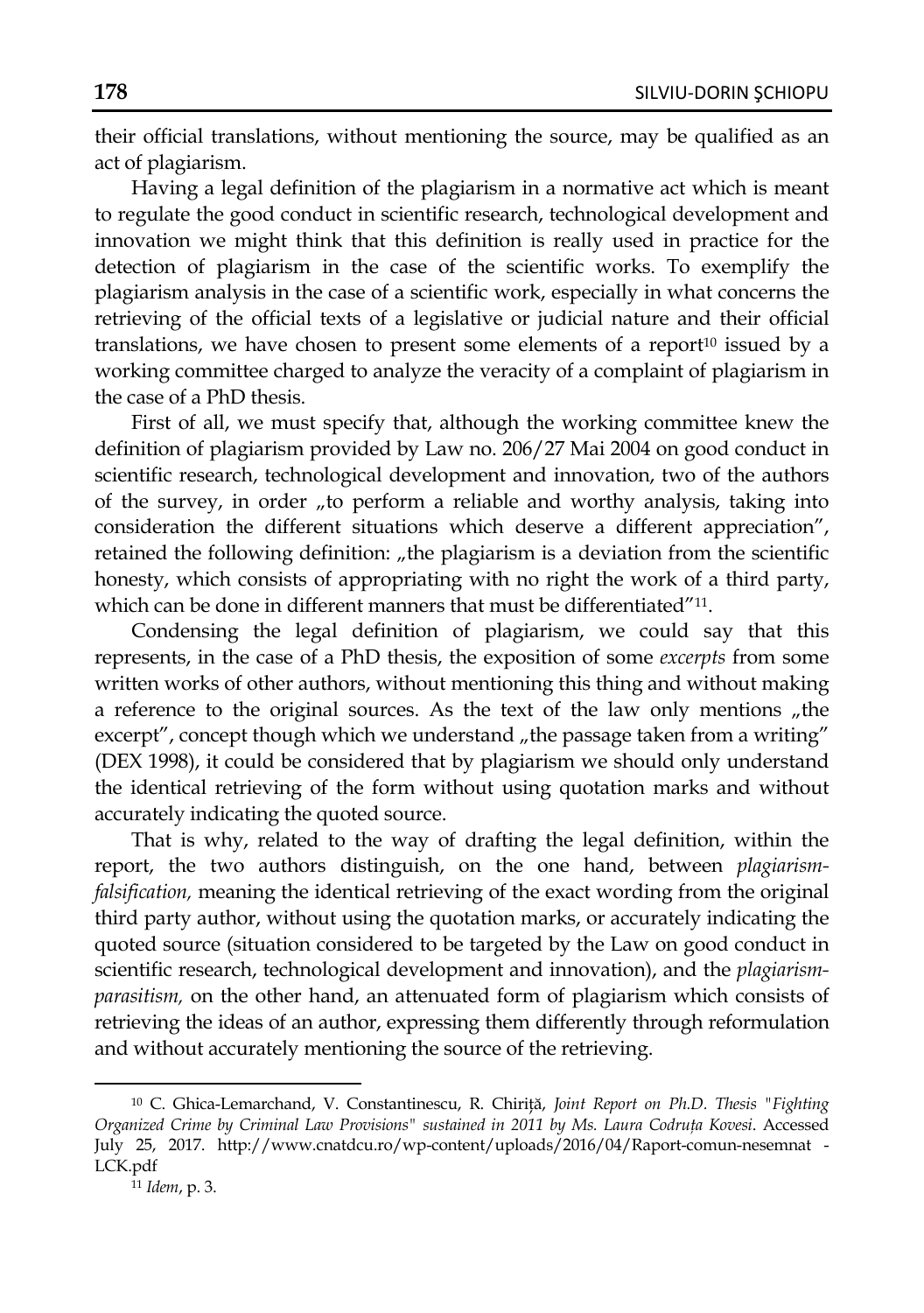their official translations, without mentioning the source, may be qualified as an act of plagiarism.

Having a legal definition of the plagiarism in a normative act which is meant to regulate the good conduct in scientific research, technological development and innovation we might think that this definition is really used in practice for the detection of plagiarism in the case of the scientific works. To exemplify the plagiarism analysis in the case of a scientific work, especially in what concerns the retrieving of the official texts of a legislative or judicial nature and their official translations, we have chosen to present some elements of a report[10] issued by a working committee charged to analyze the veracity of a complaint of plagiarism in the case of a PhD thesis.

First of all, we must specify that, although the working committee knew the definition of plagiarism provided by Law no. 206/27 Mai 2004 on good conduct in scientific research, technological development and innovation, two of the authors of the survey, in order „to perform a reliable and worthy analysis, taking into consideration the different situations which deserve a different appreciation", retained the following definition: „the plagiarism is a deviation from the scientific honesty, which consists of appropriating with no right the work of a third party, which can be done in different manners that must be differentiated"[11].

Condensing the legal definition of plagiarism, we could say that this represents, in the case of a PhD thesis, the exposition of some *excerpts* from some written works of other authors, without mentioning this thing and without making a reference to the original sources. As the text of the law only mentions „the excerpt", concept though which we understand „the passage taken from a writing" (DEX 1998), it could be considered that by plagiarism we should only understand the identical retrieving of the form without using quotation marks and without accurately indicating the quoted source.

That is why, related to the way of drafting the legal definition, within the report, the two authors distinguish, on the one hand, between *plagiarism-falsification,* meaning the identical retrieving of the exact wording from the original third party author, without using the quotation marks, or accurately indicating the quoted source (situation considered to be targeted by the Law on good conduct in scientific research, technological development and innovation), and the *plagiarism-parasitism,* on the other hand, an attenuated form of plagiarism which consists of retrieving the ideas of an author, expressing them differently through reformulation and without accurately mentioning the source of the retrieving.

---

[10] C. Ghica-Lemarchand, V. Constantinescu, R. Chiriță, *Joint Report on Ph.D. Thesis "Fighting Organized Crime by Criminal Law Provisions" sustained in 2011 by Ms. Laura Codruța Kovesi*. Accessed July 25, 2017. http://www.cnatdcu.ro/wp-content/uploads/2016/04/Raport-comun-nesemnat - LCK.pdf

[11] *Idem*, p. 3.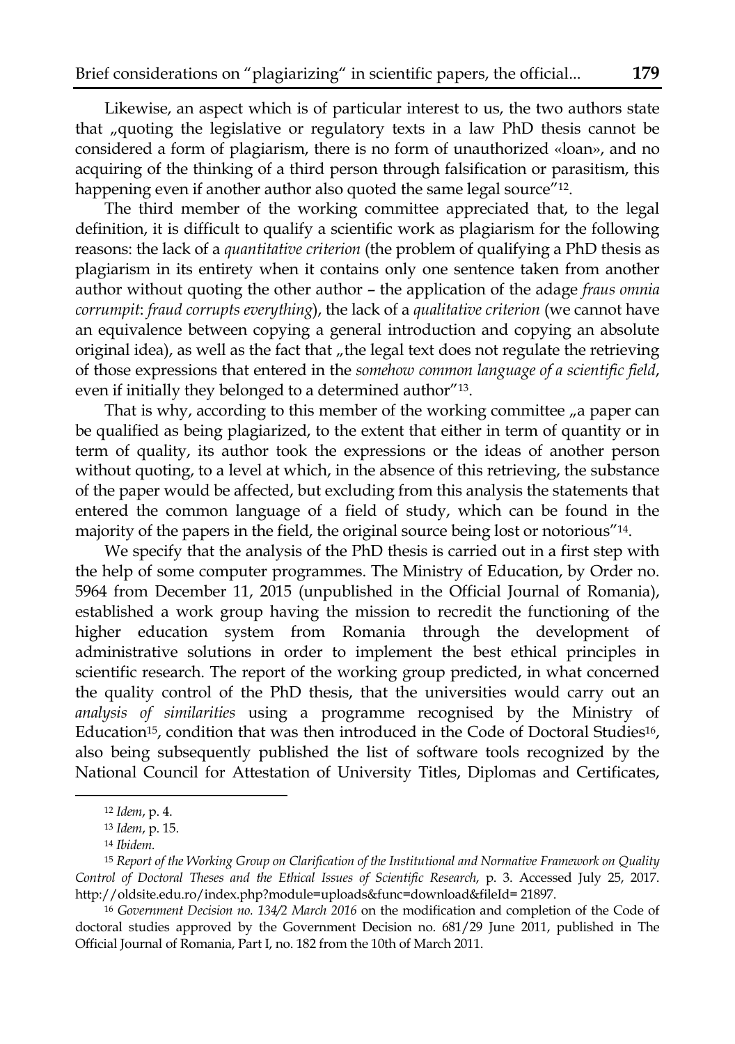Likewise, an aspect which is of particular interest to us, the two authors state that „quoting the legislative or regulatory texts in a law PhD thesis cannot be considered a form of plagiarism, there is no form of unauthorized «loan», and no acquiring of the thinking of a third person through falsification or parasitism, this happening even if another author also quoted the same legal source"[12].

The third member of the working committee appreciated that, to the legal definition, it is difficult to qualify a scientific work as plagiarism for the following reasons: the lack of a *quantitative criterion* (the problem of qualifying a PhD thesis as plagiarism in its entirety when it contains only one sentence taken from another author without quoting the other author – the application of the adage *fraus omnia corrumpit*: *fraud corrupts everything*), the lack of a *qualitative criterion* (we cannot have an equivalence between copying a general introduction and copying an absolute original idea), as well as the fact that „the legal text does not regulate the retrieving of those expressions that entered in the *somehow common language of a scientific field*, even if initially they belonged to a determined author"[13].

That is why, according to this member of the working committee „a paper can be qualified as being plagiarized, to the extent that either in term of quantity or in term of quality, its author took the expressions or the ideas of another person without quoting, to a level at which, in the absence of this retrieving, the substance of the paper would be affected, but excluding from this analysis the statements that entered the common language of a field of study, which can be found in the majority of the papers in the field, the original source being lost or notorious"[14].

We specify that the analysis of the PhD thesis is carried out in a first step with the help of some computer programmes. The Ministry of Education, by Order no. 5964 from December 11, 2015 (unpublished in the Official Journal of Romania), established a work group having the mission to recredit the functioning of the higher education system from Romania through the development of administrative solutions in order to implement the best ethical principles in scientific research. The report of the working group predicted, in what concerned the quality control of the PhD thesis, that the universities would carry out an *analysis of similarities* using a programme recognised by the Ministry of Education[15], condition that was then introduced in the Code of Doctoral Studies[16], also being subsequently published the list of software tools recognized by the National Council for Attestation of University Titles, Diplomas and Certificates,

---

[12] *Idem*, p. 4.

[13] *Idem*, p. 15.

[14] *Ibidem*.

[15] *Report of the Working Group on Clarification of the Institutional and Normative Framework on Quality Control of Doctoral Theses and the Ethical Issues of Scientific Research*, p. 3. Accessed July 25, 2017. http://oldsite.edu.ro/index.php?module=uploads&func=download&fileId= 21897.

[16] *Government Decision no. 134/2 March 2016* on the modification and completion of the Code of doctoral studies approved by the Government Decision no. 681/29 June 2011, published in The Official Journal of Romania, Part I, no. 182 from the 10th of March 2011.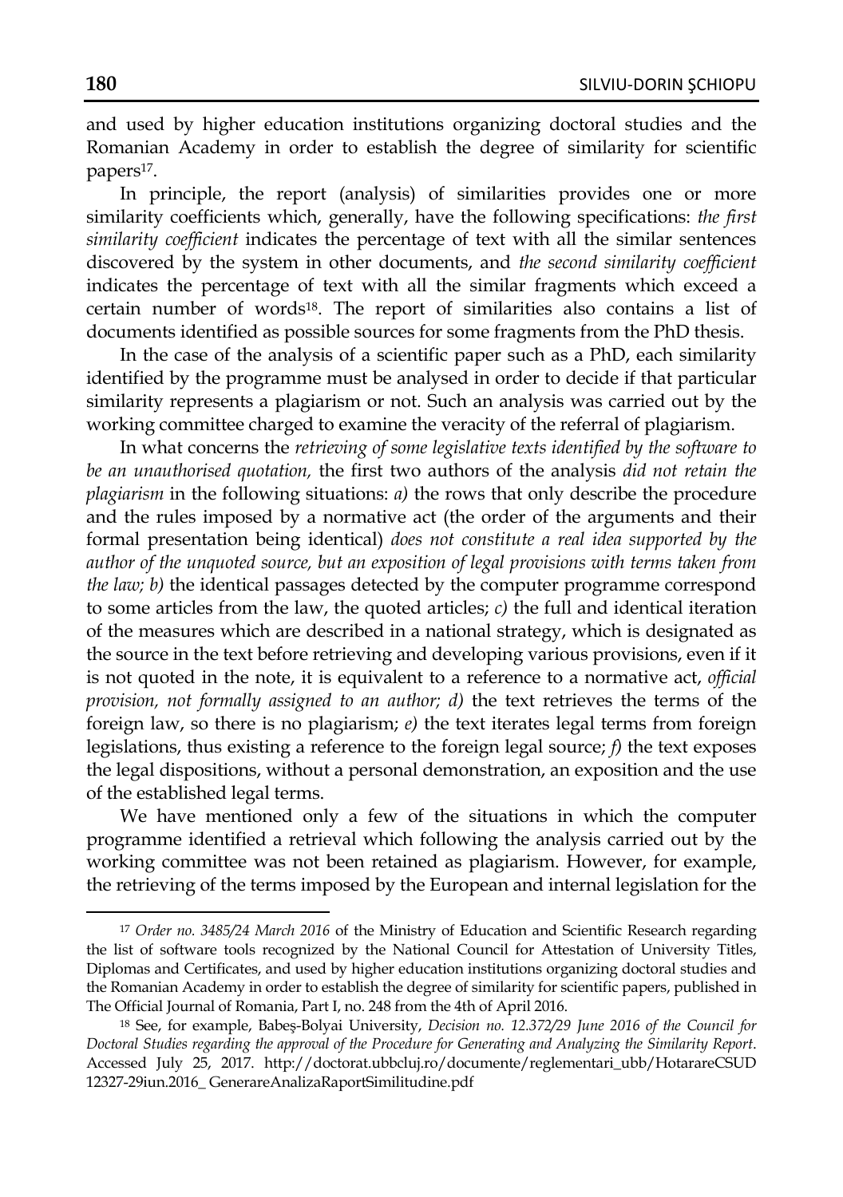and used by higher education institutions organizing doctoral studies and the Romanian Academy in order to establish the degree of similarity for scientific papers[17].

In principle, the report (analysis) of similarities provides one or more similarity coefficients which, generally, have the following specifications: *the first similarity coefficient* indicates the percentage of text with all the similar sentences discovered by the system in other documents, and *the second similarity coefficient* indicates the percentage of text with all the similar fragments which exceed a certain number of words[18]. The report of similarities also contains a list of documents identified as possible sources for some fragments from the PhD thesis.

In the case of the analysis of a scientific paper such as a PhD, each similarity identified by the programme must be analysed in order to decide if that particular similarity represents a plagiarism or not. Such an analysis was carried out by the working committee charged to examine the veracity of the referral of plagiarism.

In what concerns the *retrieving of some legislative texts identified by the software to be an unauthorised quotation,* the first two authors of the analysis *did not retain the plagiarism* in the following situations: *a)* the rows that only describe the procedure and the rules imposed by a normative act (the order of the arguments and their formal presentation being identical) *does not constitute a real idea supported by the author of the unquoted source, but an exposition of legal provisions with terms taken from the law; b)* the identical passages detected by the computer programme correspond to some articles from the law, the quoted articles; *c)* the full and identical iteration of the measures which are described in a national strategy, which is designated as the source in the text before retrieving and developing various provisions, even if it is not quoted in the note, it is equivalent to a reference to a normative act, *official provision, not formally assigned to an author; d)* the text retrieves the terms of the foreign law, so there is no plagiarism; *e)* the text iterates legal terms from foreign legislations, thus existing a reference to the foreign legal source; *f)* the text exposes the legal dispositions, without a personal demonstration, an exposition and the use of the established legal terms.

We have mentioned only a few of the situations in which the computer programme identified a retrieval which following the analysis carried out by the working committee was not been retained as plagiarism. However, for example, the retrieving of the terms imposed by the European and internal legislation for the

---

[17] *Order no. 3485/24 March 2016* of the Ministry of Education and Scientific Research regarding the list of software tools recognized by the National Council for Attestation of University Titles, Diplomas and Certificates, and used by higher education institutions organizing doctoral studies and the Romanian Academy in order to establish the degree of similarity for scientific papers, published in The Official Journal of Romania, Part I, no. 248 from the 4th of April 2016.

[18] See, for example, Babeş-Bolyai University, *Decision no. 12.372/29 June 2016 of the Council for Doctoral Studies regarding the approval of the Procedure for Generating and Analyzing the Similarity Report*. Accessed July 25, 2017. http://doctorat.ubbcluj.ro/documente/reglementari_ubb/HotarareCSUD 12327-29iun.2016_ GenerareAnalizaRaportSimilitudine.pdf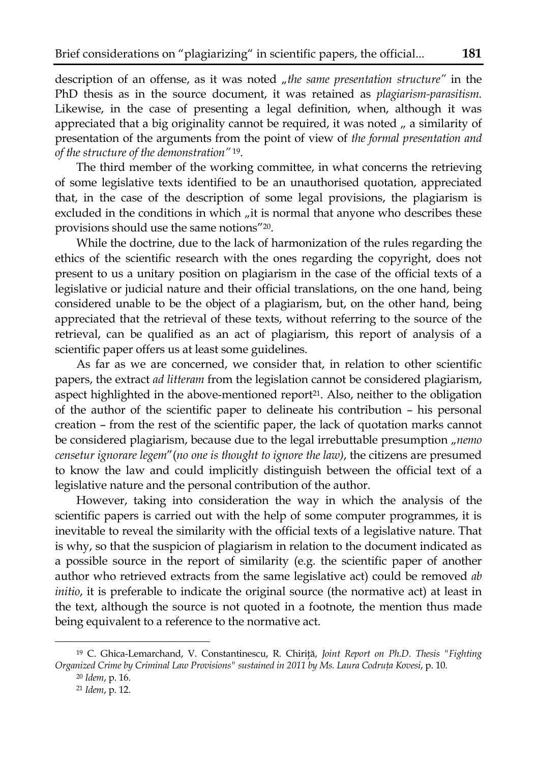description of an offense, as it was noted „*the same presentation structure*" in the PhD thesis as in the source document, it was retained as *plagiarism-parasitism.* Likewise, in the case of presenting a legal definition, when, although it was appreciated that a big originality cannot be required, it was noted „ a similarity of presentation of the arguments from the point of view of *the formal presentation and of the structure of the demonstration"* [19].

The third member of the working committee, in what concerns the retrieving of some legislative texts identified to be an unauthorised quotation, appreciated that, in the case of the description of some legal provisions, the plagiarism is excluded in the conditions in which „it is normal that anyone who describes these provisions should use the same notions"[20].

While the doctrine, due to the lack of harmonization of the rules regarding the ethics of the scientific research with the ones regarding the copyright, does not present to us a unitary position on plagiarism in the case of the official texts of a legislative or judicial nature and their official translations, on the one hand, being considered unable to be the object of a plagiarism, but, on the other hand, being appreciated that the retrieval of these texts, without referring to the source of the retrieval, can be qualified as an act of plagiarism, this report of analysis of a scientific paper offers us at least some guidelines.

As far as we are concerned, we consider that, in relation to other scientific papers, the extract *ad litteram* from the legislation cannot be considered plagiarism, aspect highlighted in the above-mentioned report[21]. Also, neither to the obligation of the author of the scientific paper to delineate his contribution – his personal creation – from the rest of the scientific paper, the lack of quotation marks cannot be considered plagiarism, because due to the legal irrebuttable presumption „*nemo censetur ignorare legem*"(*no one is thought to ignore the law)*, the citizens are presumed to know the law and could implicitly distinguish between the official text of a legislative nature and the personal contribution of the author.

However, taking into consideration the way in which the analysis of the scientific papers is carried out with the help of some computer programmes, it is inevitable to reveal the similarity with the official texts of a legislative nature. That is why, so that the suspicion of plagiarism in relation to the document indicated as a possible source in the report of similarity (e.g. the scientific paper of another author who retrieved extracts from the same legislative act) could be removed *ab initio*, it is preferable to indicate the original source (the normative act) at least in the text, although the source is not quoted in a footnote, the mention thus made being equivalent to a reference to the normative act.

---

[19] C. Ghica-Lemarchand, V. Constantinescu, R. Chiriță, *Joint Report on Ph.D. Thesis "Fighting Organized Crime by Criminal Law Provisions" sustained in 2011 by Ms. Laura Codruța Kovesi*, p. 10.

[20] *Idem*, p. 16.

[21] *Idem*, p. 12.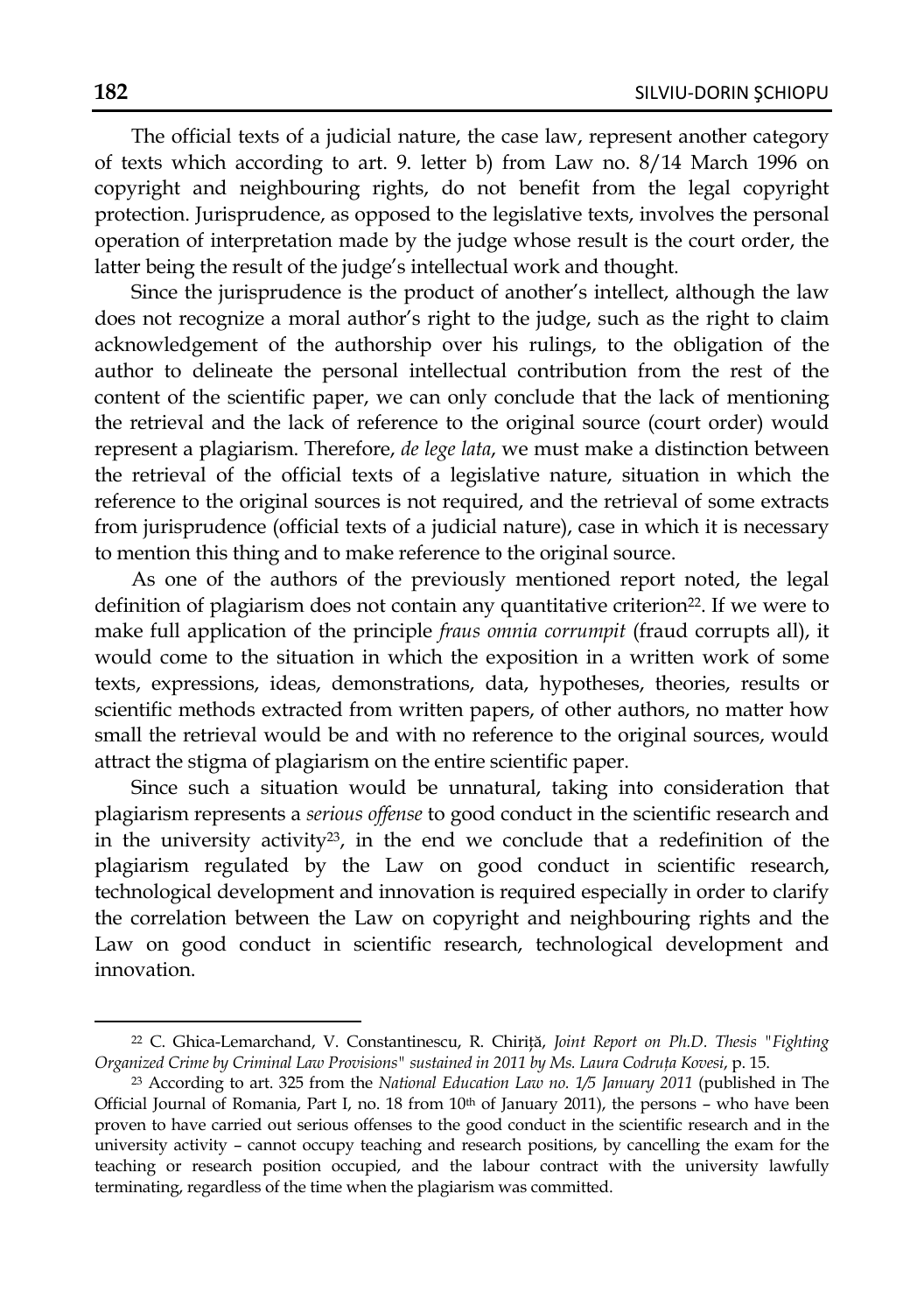The official texts of a judicial nature, the case law, represent another category of texts which according to art. 9. letter b) from Law no. 8/14 March 1996 on copyright and neighbouring rights, do not benefit from the legal copyright protection. Jurisprudence, as opposed to the legislative texts, involves the personal operation of interpretation made by the judge whose result is the court order, the latter being the result of the judge's intellectual work and thought.

Since the jurisprudence is the product of another's intellect, although the law does not recognize a moral author's right to the judge, such as the right to claim acknowledgement of the authorship over his rulings, to the obligation of the author to delineate the personal intellectual contribution from the rest of the content of the scientific paper, we can only conclude that the lack of mentioning the retrieval and the lack of reference to the original source (court order) would represent a plagiarism. Therefore, *de lege lata*, we must make a distinction between the retrieval of the official texts of a legislative nature, situation in which the reference to the original sources is not required, and the retrieval of some extracts from jurisprudence (official texts of a judicial nature), case in which it is necessary to mention this thing and to make reference to the original source.

As one of the authors of the previously mentioned report noted, the legal definition of plagiarism does not contain any quantitative criterion[22]. If we were to make full application of the principle *fraus omnia corrumpit* (fraud corrupts all), it would come to the situation in which the exposition in a written work of some texts, expressions, ideas, demonstrations, data, hypotheses, theories, results or scientific methods extracted from written papers, of other authors, no matter how small the retrieval would be and with no reference to the original sources, would attract the stigma of plagiarism on the entire scientific paper.

Since such a situation would be unnatural, taking into consideration that plagiarism represents a *serious offense* to good conduct in the scientific research and in the university activity[23], in the end we conclude that a redefinition of the plagiarism regulated by the Law on good conduct in scientific research, technological development and innovation is required especially in order to clarify the correlation between the Law on copyright and neighbouring rights and the Law on good conduct in scientific research, technological development and innovation.

---

[22] C. Ghica-Lemarchand, V. Constantinescu, R. Chiriță, *Joint Report on Ph.D. Thesis "Fighting Organized Crime by Criminal Law Provisions" sustained in 2011 by Ms. Laura Codruța Kovesi*, p. 15.

[23] According to art. 325 from the *National Education Law no. 1/5 January 2011* (published in The Official Journal of Romania, Part I, no. 18 from 10th of January 2011), the persons – who have been proven to have carried out serious offenses to the good conduct in the scientific research and in the university activity – cannot occupy teaching and research positions, by cancelling the exam for the teaching or research position occupied, and the labour contract with the university lawfully terminating, regardless of the time when the plagiarism was committed.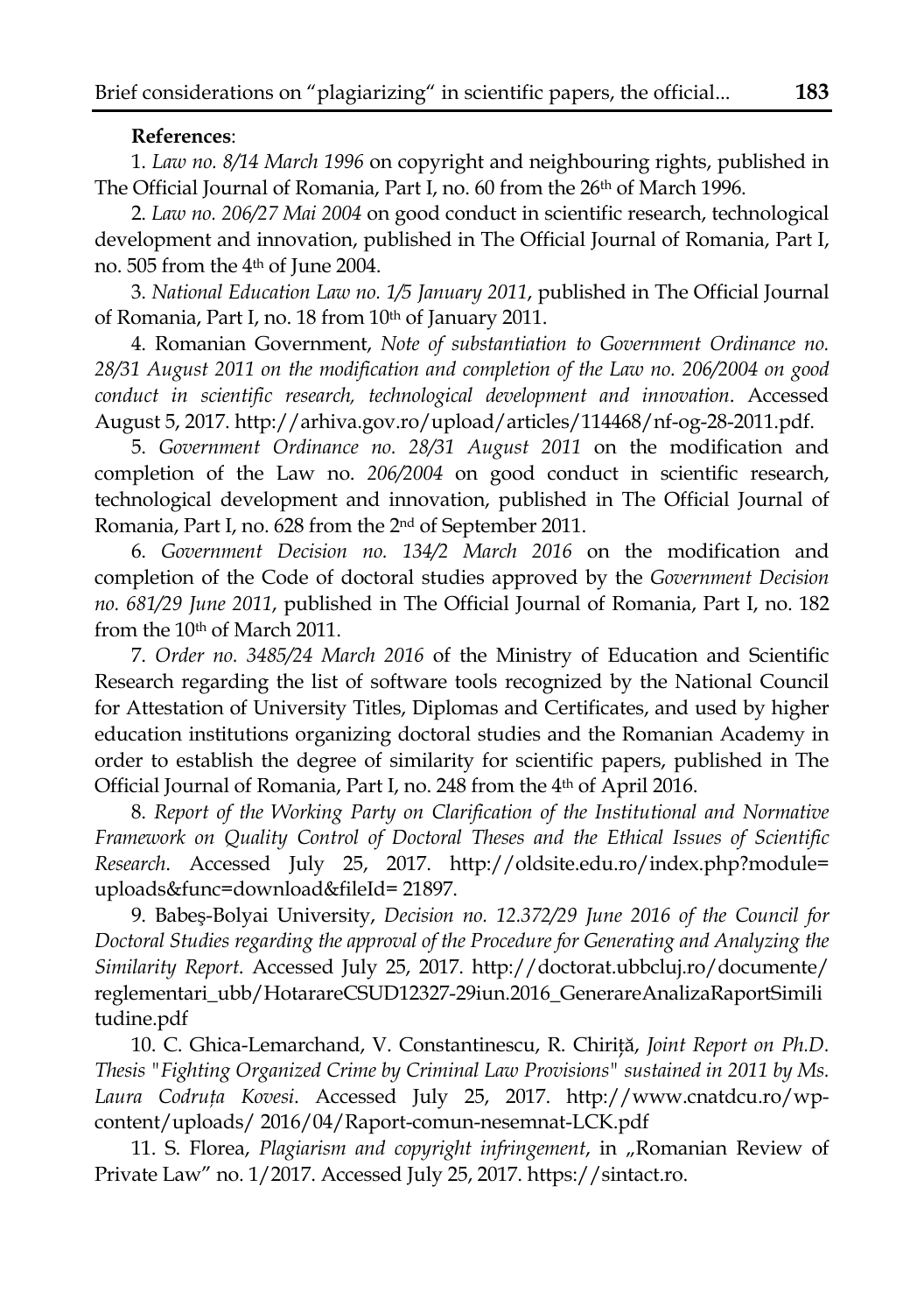**References**:

1. *Law no. 8/14 March 1996* on copyright and neighbouring rights, published in The Official Journal of Romania, Part I, no. 60 from the 26th of March 1996.

2. *Law no. 206/27 Mai 2004* on good conduct in scientific research, technological development and innovation, published in The Official Journal of Romania, Part I, no. 505 from the 4th of June 2004.

3. *National Education Law no. 1/5 January 2011*, published in The Official Journal of Romania, Part I, no. 18 from 10th of January 2011.

4. Romanian Government, *Note of substantiation to Government Ordinance no. 28/31 August 2011 on the modification and completion of the Law no. 206/2004 on good conduct in scientific research, technological development and innovation*. Accessed August 5, 2017. http://arhiva.gov.ro/upload/articles/114468/nf-og-28-2011.pdf.

5. *Government Ordinance no. 28/31 August 2011* on the modification and completion of the Law no. *206/2004* on good conduct in scientific research, technological development and innovation, published in The Official Journal of Romania, Part I, no. 628 from the 2nd of September 2011.

6. *Government Decision no. 134/2 March 2016* on the modification and completion of the Code of doctoral studies approved by the *Government Decision no. 681/29 June 2011*, published in The Official Journal of Romania, Part I, no. 182 from the 10th of March 2011.

7. *Order no. 3485/24 March 2016* of the Ministry of Education and Scientific Research regarding the list of software tools recognized by the National Council for Attestation of University Titles, Diplomas and Certificates, and used by higher education institutions organizing doctoral studies and the Romanian Academy in order to establish the degree of similarity for scientific papers, published in The Official Journal of Romania, Part I, no. 248 from the 4th of April 2016.

8. *Report of the Working Party on Clarification of the Institutional and Normative Framework on Quality Control of Doctoral Theses and the Ethical Issues of Scientific Research*. Accessed July 25, 2017. http://oldsite.edu.ro/index.php?module=uploads&func=download&fileId= 21897.

9. Babeş-Bolyai University, *Decision no. 12.372/29 June 2016 of the Council for Doctoral Studies regarding the approval of the Procedure for Generating and Analyzing the Similarity Report*. Accessed July 25, 2017. http://doctorat.ubbcluj.ro/documente/reglementari_ubb/HotarareCSUD12327-29iun.2016_GenerareAnalizaRaportSimilitudine.pdf

10. C. Ghica-Lemarchand, V. Constantinescu, R. Chiriță, *Joint Report on Ph.D. Thesis "Fighting Organized Crime by Criminal Law Provisions" sustained in 2011 by Ms. Laura Codruța Kovesi*. Accessed July 25, 2017. http://www.cnatdcu.ro/wp-content/uploads/ 2016/04/Raport-comun-nesemnat-LCK.pdf

11. S. Florea, *Plagiarism and copyright infringement*, in „Romanian Review of Private Law" no. 1/2017. Accessed July 25, 2017. https://sintact.ro.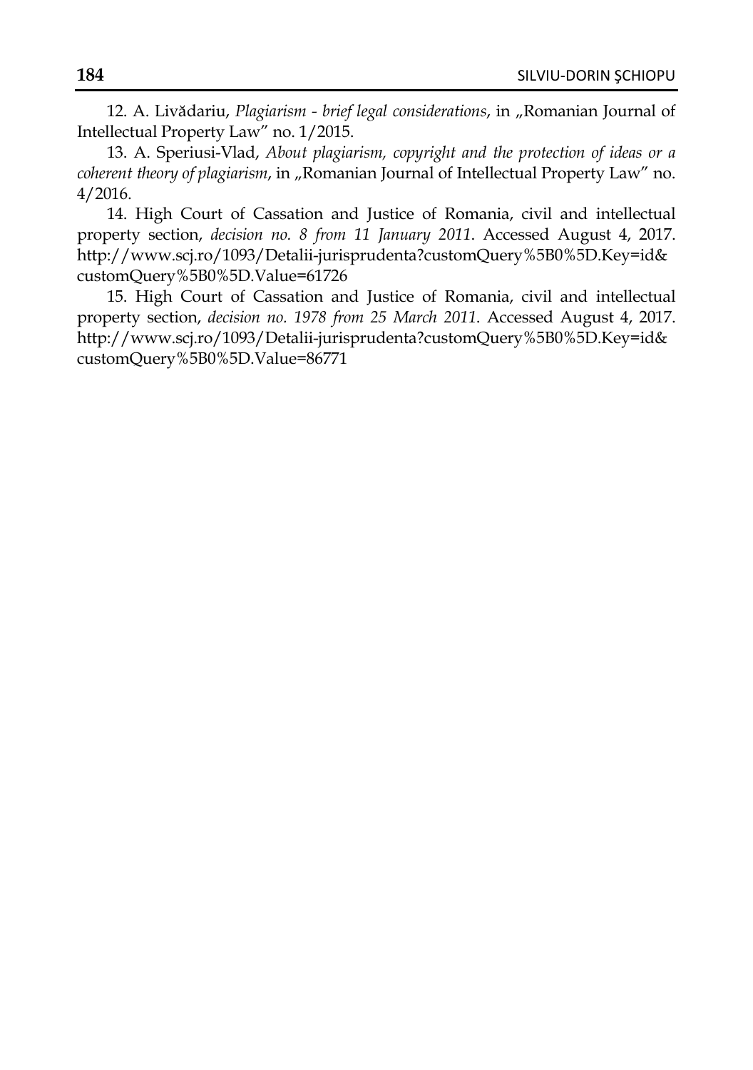12. A. Livădariu, *Plagiarism - brief legal considerations*, in „Romanian Journal of Intellectual Property Law" no. 1/2015.

13. A. Speriusi-Vlad, *About plagiarism, copyright and the protection of ideas or a coherent theory of plagiarism*, in „Romanian Journal of Intellectual Property Law" no. 4/2016.

14. High Court of Cassation and Justice of Romania, civil and intellectual property section, *decision no. 8 from 11 January 2011*. Accessed August 4, 2017. http://www.scj.ro/1093/Detalii-jurisprudenta?customQuery%5B0%5D.Key=id&customQuery%5B0%5D.Value=61726

15. High Court of Cassation and Justice of Romania, civil and intellectual property section, *decision no. 1978 from 25 March 2011*. Accessed August 4, 2017. http://www.scj.ro/1093/Detalii-jurisprudenta?customQuery%5B0%5D.Key=id&customQuery%5B0%5D.Value=86771